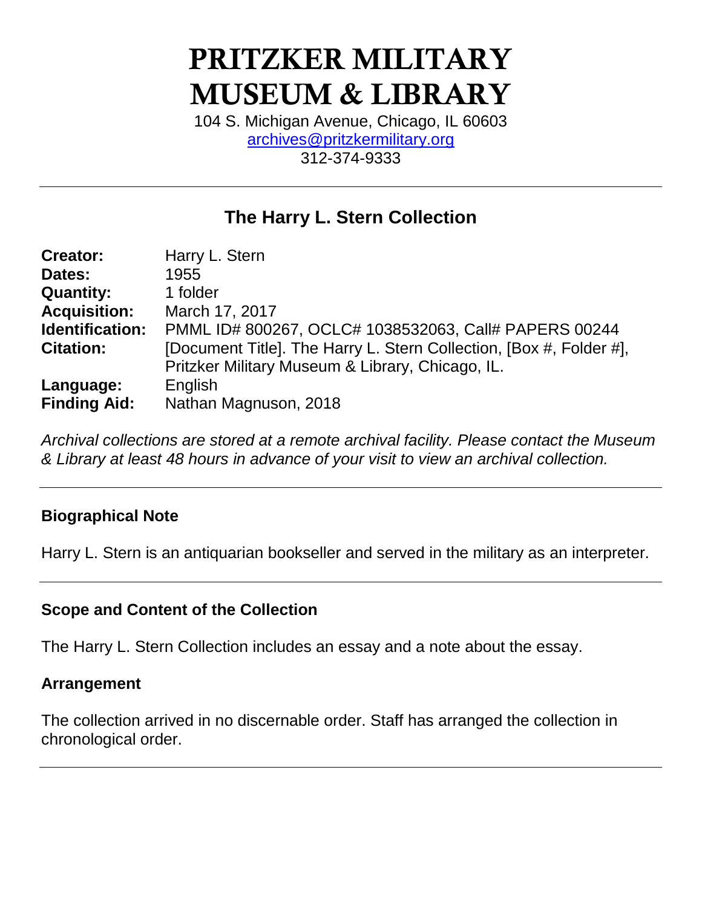# PRITZKER MILITARY MUSEUM & LIBRARY

104 S. Michigan Avenue, Chicago, IL 60603
archives@pritzkermilitary.org
312-374-9333

---

## The Harry L. Stern Collection

| | |
|---|---|
| **Creator:** | Harry L. Stern |
| **Dates:** | 1955 |
| **Quantity:** | 1 folder |
| **Acquisition:** | March 17, 2017 |
| **Identification:** | PMML ID# 800267, OCLC# 1038532063, Call# PAPERS 00244 |
| **Citation:** | [Document Title]. The Harry L. Stern Collection, [Box #, Folder #], Pritzker Military Museum & Library, Chicago, IL. |
| **Language:** | English |
| **Finding Aid:** | Nathan Magnuson, 2018 |

*Archival collections are stored at a remote archival facility. Please contact the Museum & Library at least 48 hours in advance of your visit to view an archival collection.*

---

### Biographical Note

Harry L. Stern is an antiquarian bookseller and served in the military as an interpreter.

---

### Scope and Content of the Collection

The Harry L. Stern Collection includes an essay and a note about the essay.

### Arrangement

The collection arrived in no discernable order. Staff has arranged the collection in chronological order.

---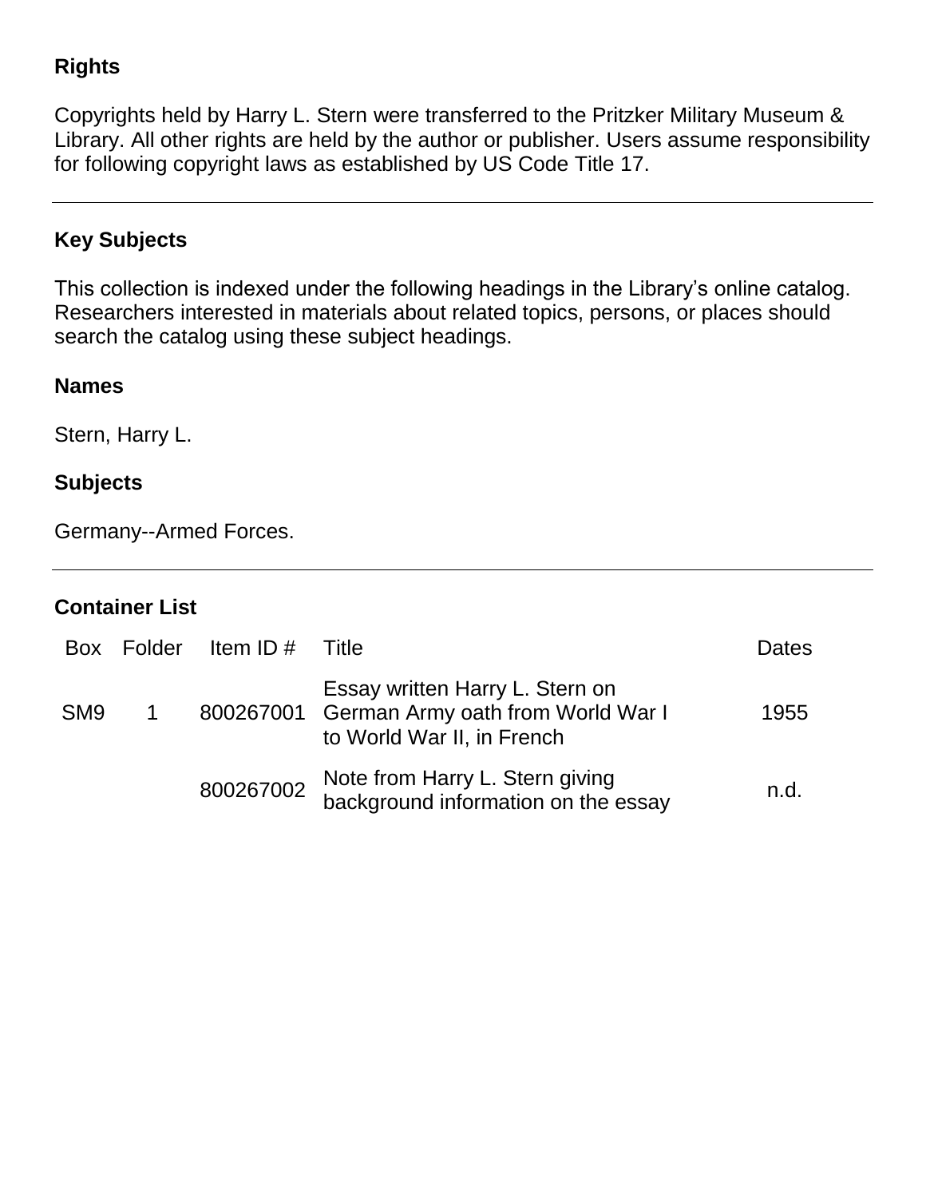## Rights

Copyrights held by Harry L. Stern were transferred to the Pritzker Military Museum & Library. All other rights are held by the author or publisher. Users assume responsibility for following copyright laws as established by US Code Title 17.

---

## Key Subjects

This collection is indexed under the following headings in the Library's online catalog. Researchers interested in materials about related topics, persons, or places should search the catalog using these subject headings.

### Names

Stern, Harry L.

### Subjects

Germany--Armed Forces.

---

## Container List

| Box | Folder | Item ID # | Title | Dates |
|---|---|---|---|---|
| SM9 | 1 | 800267001 | Essay written Harry L. Stern on German Army oath from World War I to World War II, in French | 1955 |
| | | 800267002 | Note from Harry L. Stern giving background information on the essay | n.d. |